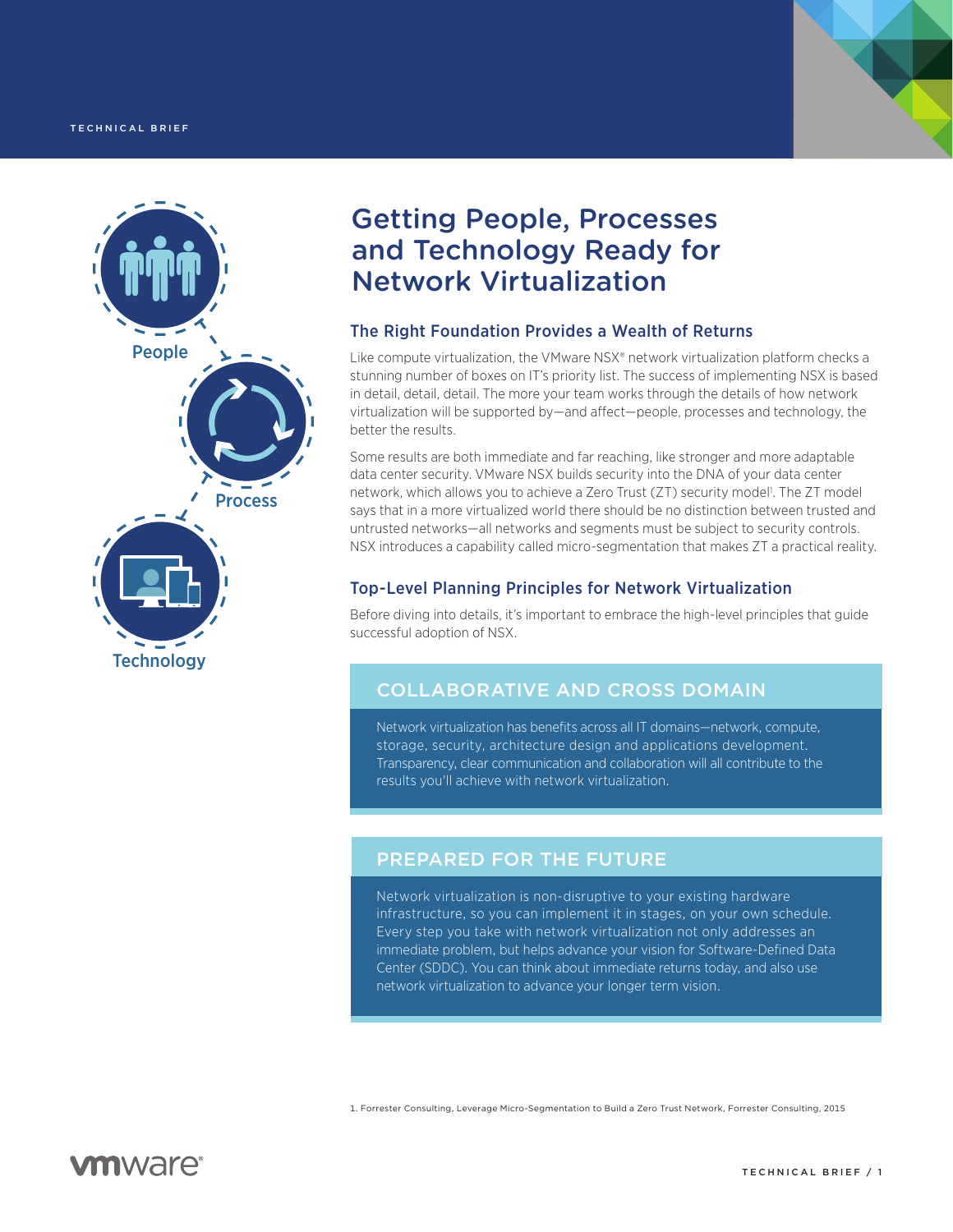# Getting People, Processes and Technology Ready for Network Virtualization

People

Process

Technology

## The Right Foundation Provides a Wealth of Returns

Like compute virtualization, the VMware NSX® network virtualization platform checks a stunning number of boxes on IT's priority list. The success of implementing NSX is based in detail, detail, detail. The more your team works through the details of how network virtualization will be supported by—and affect—people, processes and technology, the better the results.

Some results are both immediate and far reaching, like stronger and more adaptable data center security. VMware NSX builds security into the DNA of your data center network, which allows you to achieve a Zero Trust (ZT) security model[1]. The ZT model says that in a more virtualized world there should be no distinction between trusted and untrusted networks—all networks and segments must be subject to security controls. NSX introduces a capability called micro-segmentation that makes ZT a practical reality.

## Top-Level Planning Principles for Network Virtualization

Before diving into details, it's important to embrace the high-level principles that guide successful adoption of NSX.

### COLLABORATIVE AND CROSS DOMAIN

Network virtualization has benefits across all IT domains—network, compute, storage, security, architecture design and applications development. Transparency, clear communication and collaboration will all contribute to the results you'll achieve with network virtualization.

### PREPARED FOR THE FUTURE

Network virtualization is non-disruptive to your existing hardware infrastructure, so you can implement it in stages, on your own schedule. Every step you take with network virtualization not only addresses an immediate problem, but helps advance your vision for Software-Defined Data Center (SDDC). You can think about immediate returns today, and also use network virtualization to advance your longer term vision.

1. Forrester Consulting, Leverage Micro-Segmentation to Build a Zero Trust Network, Forrester Consulting, 2015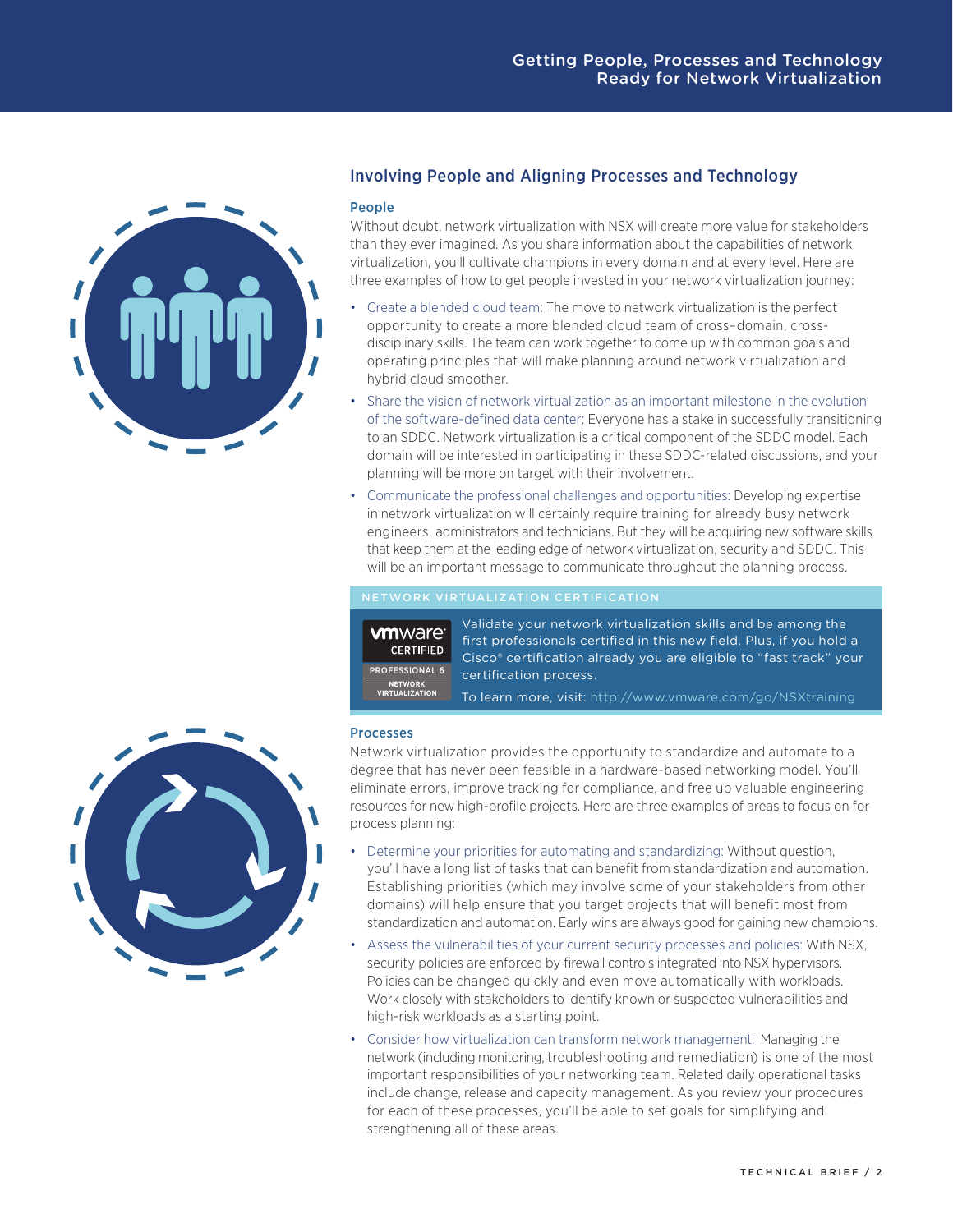## Involving People and Aligning Processes and Technology

### People

Without doubt, network virtualization with NSX will create more value for stakeholders than they ever imagined. As you share information about the capabilities of network virtualization, you'll cultivate champions in every domain and at every level. Here are three examples of how to get people invested in your network virtualization journey:

- Create a blended cloud team: The move to network virtualization is the perfect opportunity to create a more blended cloud team of cross–domain, cross-disciplinary skills. The team can work together to come up with common goals and operating principles that will make planning around network virtualization and hybrid cloud smoother.
- Share the vision of network virtualization as an important milestone in the evolution of the software-defined data center: Everyone has a stake in successfully transitioning to an SDDC. Network virtualization is a critical component of the SDDC model. Each domain will be interested in participating in these SDDC-related discussions, and your planning will be more on target with their involvement.
- Communicate the professional challenges and opportunities: Developing expertise in network virtualization will certainly require training for already busy network engineers, administrators and technicians. But they will be acquiring new software skills that keep them at the leading edge of network virtualization, security and SDDC. This will be an important message to communicate throughout the planning process.

**NETWORK VIRTUALIZATION CERTIFICATION**

vmware® CERTIFIED PROFESSIONAL 6 NETWORK VIRTUALIZATION

Validate your network virtualization skills and be among the first professionals certified in this new field. Plus, if you hold a Cisco® certification already you are eligible to "fast track" your certification process.

To learn more, visit: http://www.vmware.com/go/NSXtraining

### Processes

Network virtualization provides the opportunity to standardize and automate to a degree that has never been feasible in a hardware-based networking model. You'll eliminate errors, improve tracking for compliance, and free up valuable engineering resources for new high-profile projects. Here are three examples of areas to focus on for process planning:

- Determine your priorities for automating and standardizing: Without question, you'll have a long list of tasks that can benefit from standardization and automation. Establishing priorities (which may involve some of your stakeholders from other domains) will help ensure that you target projects that will benefit most from standardization and automation. Early wins are always good for gaining new champions.
- Assess the vulnerabilities of your current security processes and policies: With NSX, security policies are enforced by firewall controls integrated into NSX hypervisors. Policies can be changed quickly and even move automatically with workloads. Work closely with stakeholders to identify known or suspected vulnerabilities and high-risk workloads as a starting point.
- Consider how virtualization can transform network management: Managing the network (including monitoring, troubleshooting and remediation) is one of the most important responsibilities of your networking team. Related daily operational tasks include change, release and capacity management. As you review your procedures for each of these processes, you'll be able to set goals for simplifying and strengthening all of these areas.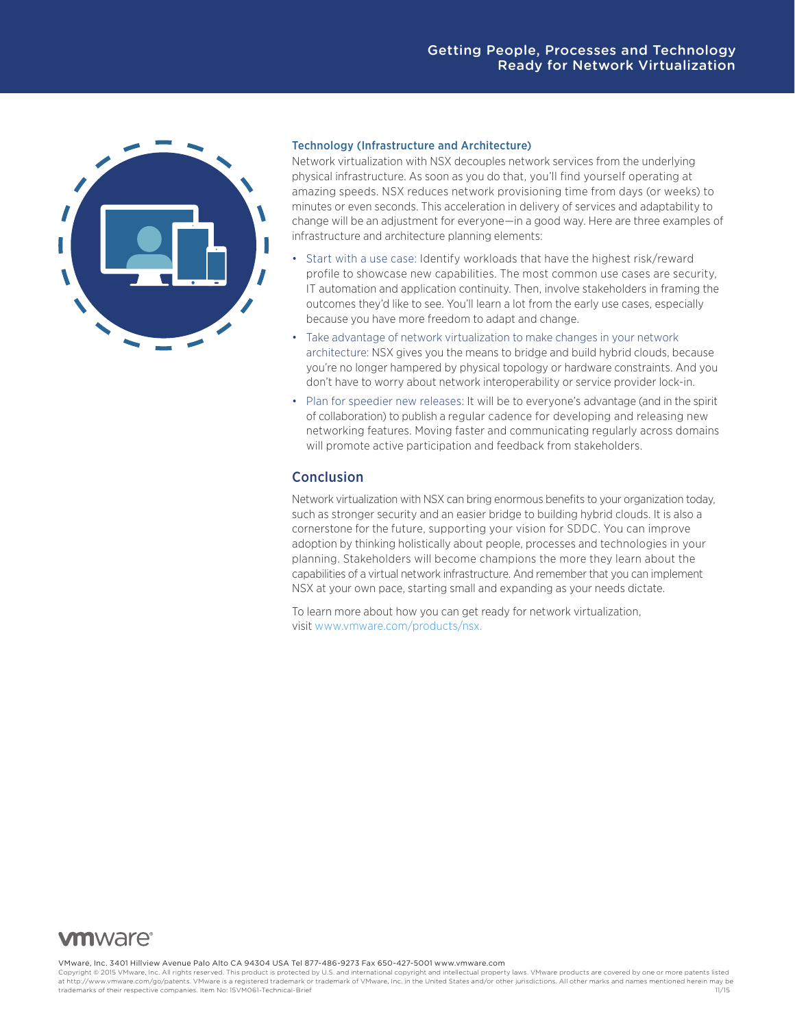### Technology (Infrastructure and Architecture)

Network virtualization with NSX decouples network services from the underlying physical infrastructure. As soon as you do that, you'll find yourself operating at amazing speeds. NSX reduces network provisioning time from days (or weeks) to minutes or even seconds. This acceleration in delivery of services and adaptability to change will be an adjustment for everyone—in a good way. Here are three examples of infrastructure and architecture planning elements:

- Start with a use case: Identify workloads that have the highest risk/reward profile to showcase new capabilities. The most common use cases are security, IT automation and application continuity. Then, involve stakeholders in framing the outcomes they'd like to see. You'll learn a lot from the early use cases, especially because you have more freedom to adapt and change.
- Take advantage of network virtualization to make changes in your network architecture: NSX gives you the means to bridge and build hybrid clouds, because you're no longer hampered by physical topology or hardware constraints. And you don't have to worry about network interoperability or service provider lock-in.
- Plan for speedier new releases: It will be to everyone's advantage (and in the spirit of collaboration) to publish a regular cadence for developing and releasing new networking features. Moving faster and communicating regularly across domains will promote active participation and feedback from stakeholders.

## Conclusion

Network virtualization with NSX can bring enormous benefits to your organization today, such as stronger security and an easier bridge to building hybrid clouds. It is also a cornerstone for the future, supporting your vision for SDDC. You can improve adoption by thinking holistically about people, processes and technologies in your planning. Stakeholders will become champions the more they learn about the capabilities of a virtual network infrastructure. And remember that you can implement NSX at your own pace, starting small and expanding as your needs dictate.

To learn more about how you can get ready for network virtualization, visit www.vmware.com/products/nsx.

VMware, Inc. 3401 Hillview Avenue Palo Alto CA 94304 USA Tel 877-486-9273 Fax 650-427-5001 www.vmware.com
Copyright © 2015 VMware, Inc. All rights reserved. This product is protected by U.S. and international copyright and intellectual property laws. VMware products are covered by one or more patents listed at http://www.vmware.com/go/patents. VMware is a registered trademark or trademark of VMware, Inc. in the United States and/or other jurisdictions. All other marks and names mentioned herein may be trademarks of their respective companies. Item No: 15VM061-Technical-Brief 11/15